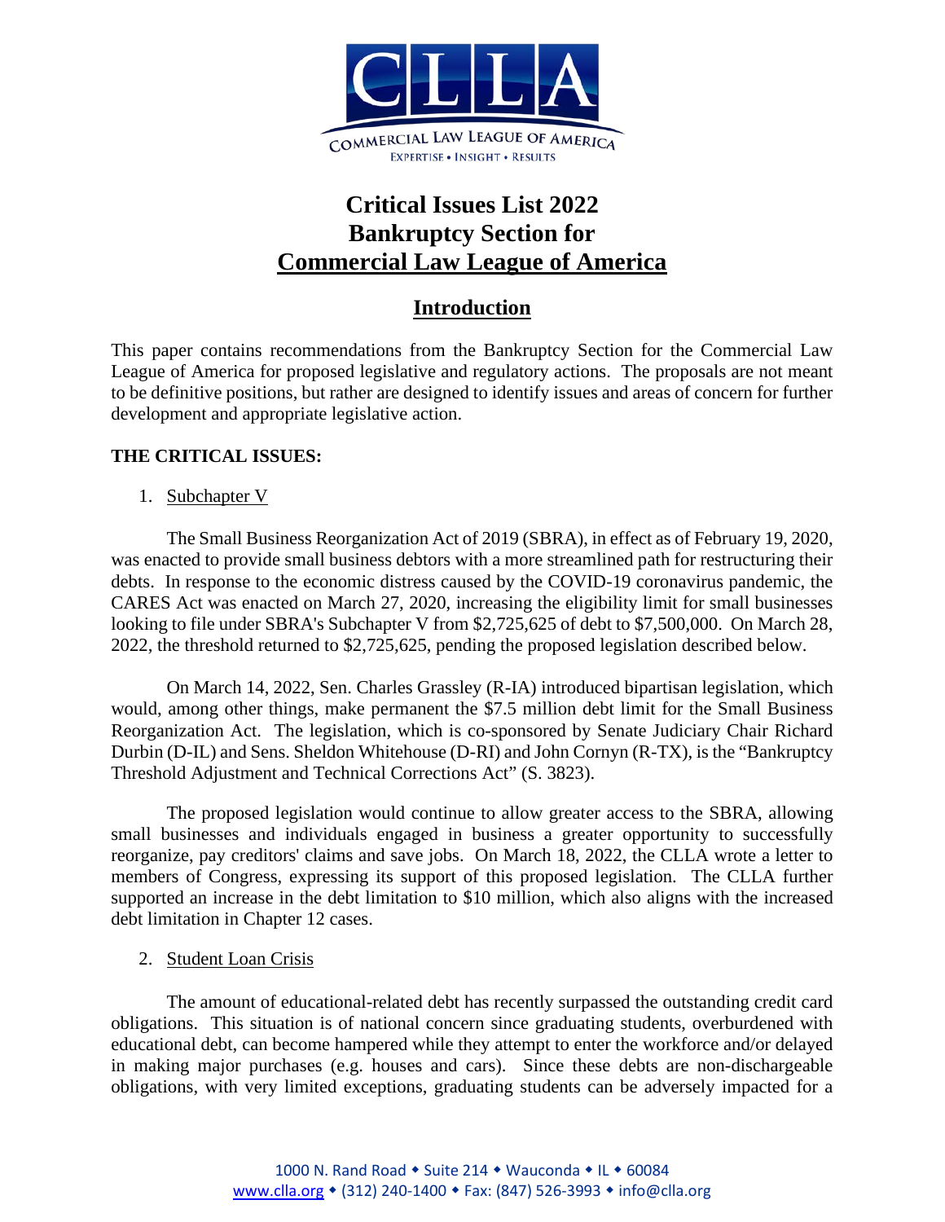# Critical Issues List 2022
# Bankruptcy Section for
# Commercial Law League of America

## Introduction

This paper contains recommendations from the Bankruptcy Section for the Commercial Law League of America for proposed legislative and regulatory actions. The proposals are not meant to be definitive positions, but rather are designed to identify issues and areas of concern for further development and appropriate legislative action.

**THE CRITICAL ISSUES:**

1. Subchapter V

The Small Business Reorganization Act of 2019 (SBRA), in effect as of February 19, 2020, was enacted to provide small business debtors with a more streamlined path for restructuring their debts. In response to the economic distress caused by the COVID-19 coronavirus pandemic, the CARES Act was enacted on March 27, 2020, increasing the eligibility limit for small businesses looking to file under SBRA's Subchapter V from $2,725,625 of debt to $7,500,000. On March 28, 2022, the threshold returned to $2,725,625, pending the proposed legislation described below.

On March 14, 2022, Sen. Charles Grassley (R-IA) introduced bipartisan legislation, which would, among other things, make permanent the $7.5 million debt limit for the Small Business Reorganization Act. The legislation, which is co-sponsored by Senate Judiciary Chair Richard Durbin (D-IL) and Sens. Sheldon Whitehouse (D-RI) and John Cornyn (R-TX), is the "Bankruptcy Threshold Adjustment and Technical Corrections Act" (S. 3823).

The proposed legislation would continue to allow greater access to the SBRA, allowing small businesses and individuals engaged in business a greater opportunity to successfully reorganize, pay creditors' claims and save jobs. On March 18, 2022, the CLLA wrote a letter to members of Congress, expressing its support of this proposed legislation. The CLLA further supported an increase in the debt limitation to $10 million, which also aligns with the increased debt limitation in Chapter 12 cases.

2. Student Loan Crisis

The amount of educational-related debt has recently surpassed the outstanding credit card obligations. This situation is of national concern since graduating students, overburdened with educational debt, can become hampered while they attempt to enter the workforce and/or delayed in making major purchases (e.g. houses and cars). Since these debts are non-dischargeable obligations, with very limited exceptions, graduating students can be adversely impacted for a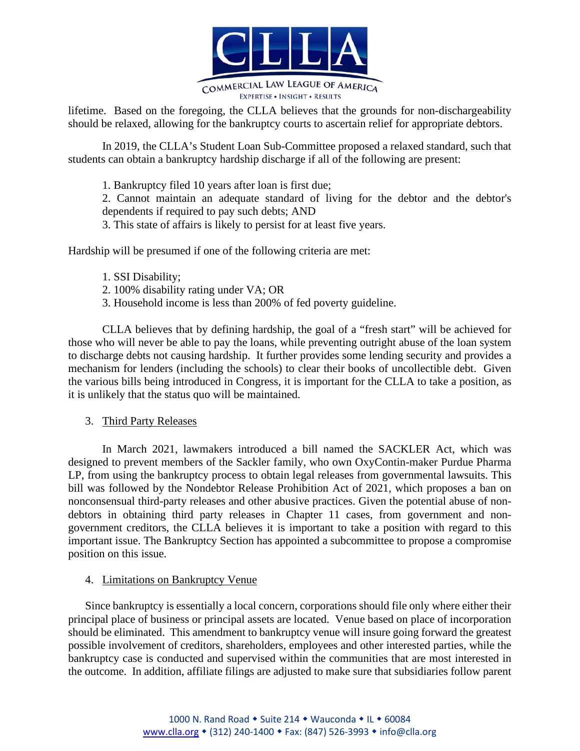lifetime. Based on the foregoing, the CLLA believes that the grounds for non-dischargeability should be relaxed, allowing for the bankruptcy courts to ascertain relief for appropriate debtors.

In 2019, the CLLA's Student Loan Sub-Committee proposed a relaxed standard, such that students can obtain a bankruptcy hardship discharge if all of the following are present:

1. Bankruptcy filed 10 years after loan is first due;
2. Cannot maintain an adequate standard of living for the debtor and the debtor's dependents if required to pay such debts; AND
3. This state of affairs is likely to persist for at least five years.

Hardship will be presumed if one of the following criteria are met:

1. SSI Disability;
2. 100% disability rating under VA; OR
3. Household income is less than 200% of fed poverty guideline.

CLLA believes that by defining hardship, the goal of a "fresh start" will be achieved for those who will never be able to pay the loans, while preventing outright abuse of the loan system to discharge debts not causing hardship. It further provides some lending security and provides a mechanism for lenders (including the schools) to clear their books of uncollectible debt. Given the various bills being introduced in Congress, it is important for the CLLA to take a position, as it is unlikely that the status quo will be maintained.

3. Third Party Releases

In March 2021, lawmakers introduced a bill named the SACKLER Act, which was designed to prevent members of the Sackler family, who own OxyContin-maker Purdue Pharma LP, from using the bankruptcy process to obtain legal releases from governmental lawsuits. This bill was followed by the Nondebtor Release Prohibition Act of 2021, which proposes a ban on nonconsensual third-party releases and other abusive practices. Given the potential abuse of non-debtors in obtaining third party releases in Chapter 11 cases, from government and non-government creditors, the CLLA believes it is important to take a position with regard to this important issue. The Bankruptcy Section has appointed a subcommittee to propose a compromise position on this issue.

4. Limitations on Bankruptcy Venue

Since bankruptcy is essentially a local concern, corporations should file only where either their principal place of business or principal assets are located. Venue based on place of incorporation should be eliminated. This amendment to bankruptcy venue will insure going forward the greatest possible involvement of creditors, shareholders, employees and other interested parties, while the bankruptcy case is conducted and supervised within the communities that are most interested in the outcome. In addition, affiliate filings are adjusted to make sure that subsidiaries follow parent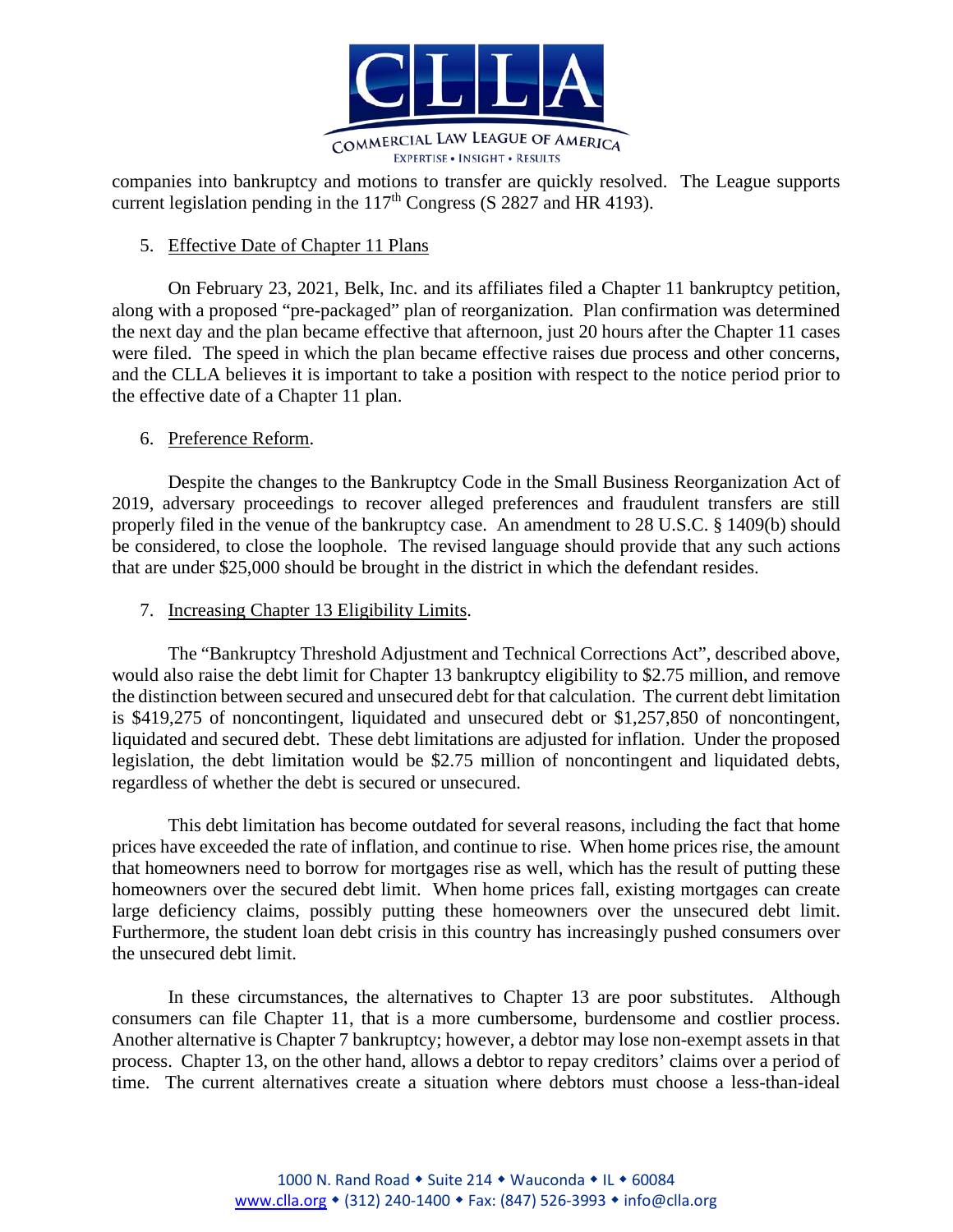companies into bankruptcy and motions to transfer are quickly resolved. The League supports current legislation pending in the 117th Congress (S 2827 and HR 4193).

5. Effective Date of Chapter 11 Plans

On February 23, 2021, Belk, Inc. and its affiliates filed a Chapter 11 bankruptcy petition, along with a proposed "pre-packaged" plan of reorganization. Plan confirmation was determined the next day and the plan became effective that afternoon, just 20 hours after the Chapter 11 cases were filed. The speed in which the plan became effective raises due process and other concerns, and the CLLA believes it is important to take a position with respect to the notice period prior to the effective date of a Chapter 11 plan.

6. Preference Reform.

Despite the changes to the Bankruptcy Code in the Small Business Reorganization Act of 2019, adversary proceedings to recover alleged preferences and fraudulent transfers are still properly filed in the venue of the bankruptcy case. An amendment to 28 U.S.C. § 1409(b) should be considered, to close the loophole. The revised language should provide that any such actions that are under $25,000 should be brought in the district in which the defendant resides.

7. Increasing Chapter 13 Eligibility Limits.

The "Bankruptcy Threshold Adjustment and Technical Corrections Act", described above, would also raise the debt limit for Chapter 13 bankruptcy eligibility to $2.75 million, and remove the distinction between secured and unsecured debt for that calculation. The current debt limitation is $419,275 of noncontingent, liquidated and unsecured debt or $1,257,850 of noncontingent, liquidated and secured debt. These debt limitations are adjusted for inflation. Under the proposed legislation, the debt limitation would be $2.75 million of noncontingent and liquidated debts, regardless of whether the debt is secured or unsecured.

This debt limitation has become outdated for several reasons, including the fact that home prices have exceeded the rate of inflation, and continue to rise. When home prices rise, the amount that homeowners need to borrow for mortgages rise as well, which has the result of putting these homeowners over the secured debt limit. When home prices fall, existing mortgages can create large deficiency claims, possibly putting these homeowners over the unsecured debt limit. Furthermore, the student loan debt crisis in this country has increasingly pushed consumers over the unsecured debt limit.

In these circumstances, the alternatives to Chapter 13 are poor substitutes. Although consumers can file Chapter 11, that is a more cumbersome, burdensome and costlier process. Another alternative is Chapter 7 bankruptcy; however, a debtor may lose non-exempt assets in that process. Chapter 13, on the other hand, allows a debtor to repay creditors' claims over a period of time. The current alternatives create a situation where debtors must choose a less-than-ideal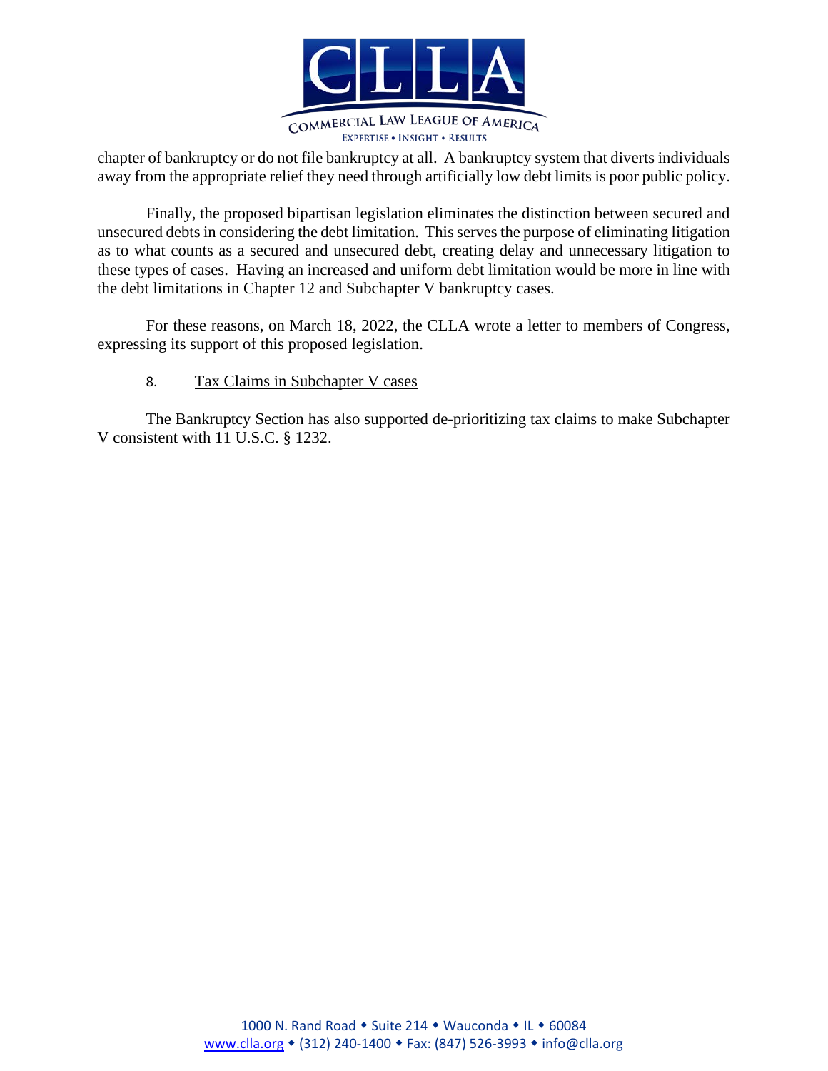chapter of bankruptcy or do not file bankruptcy at all. A bankruptcy system that diverts individuals away from the appropriate relief they need through artificially low debt limits is poor public policy.

Finally, the proposed bipartisan legislation eliminates the distinction between secured and unsecured debts in considering the debt limitation. This serves the purpose of eliminating litigation as to what counts as a secured and unsecured debt, creating delay and unnecessary litigation to these types of cases. Having an increased and uniform debt limitation would be more in line with the debt limitations in Chapter 12 and Subchapter V bankruptcy cases.

For these reasons, on March 18, 2022, the CLLA wrote a letter to members of Congress, expressing its support of this proposed legislation.

8. Tax Claims in Subchapter V cases

The Bankruptcy Section has also supported de-prioritizing tax claims to make Subchapter V consistent with 11 U.S.C. § 1232.